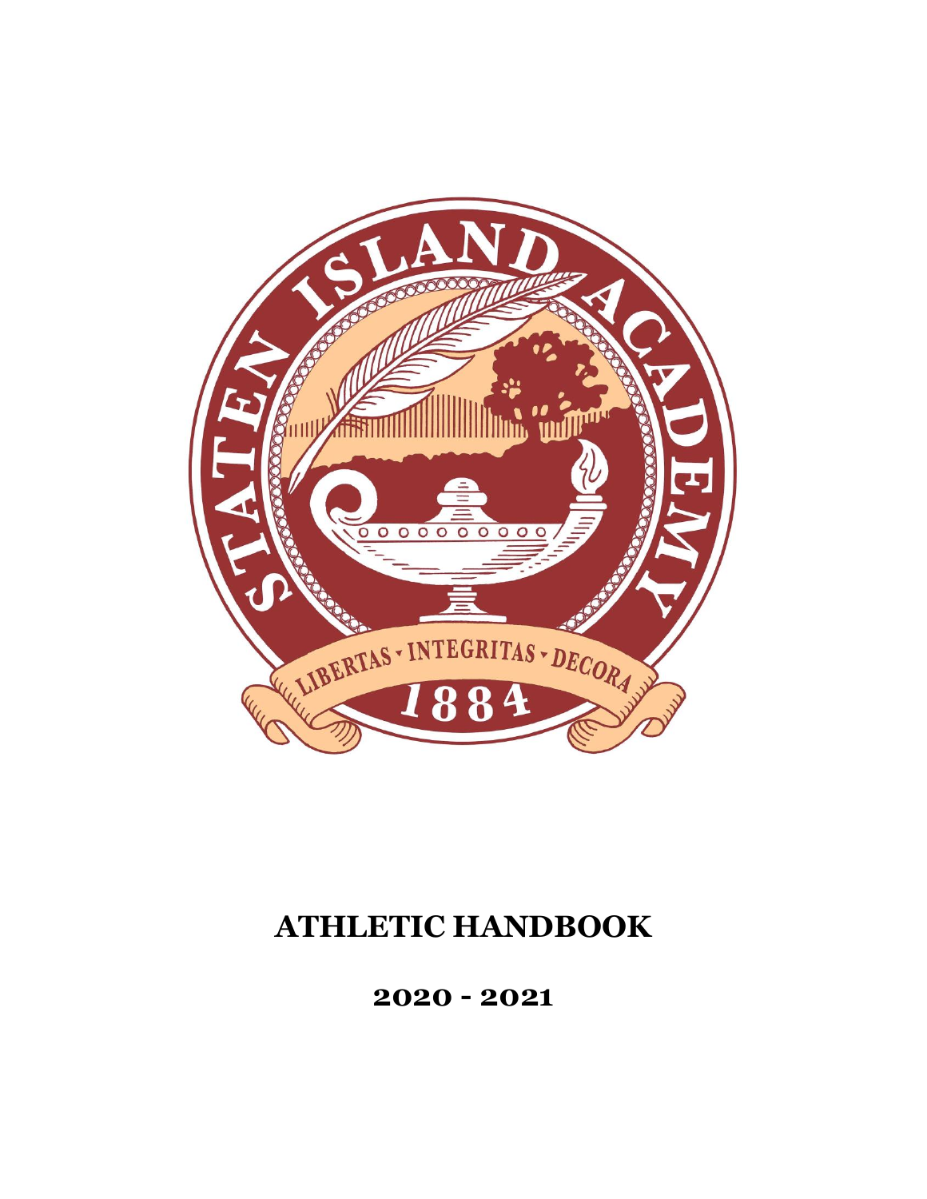# ATHLETIC HANDBOOK

## 2020 - 2021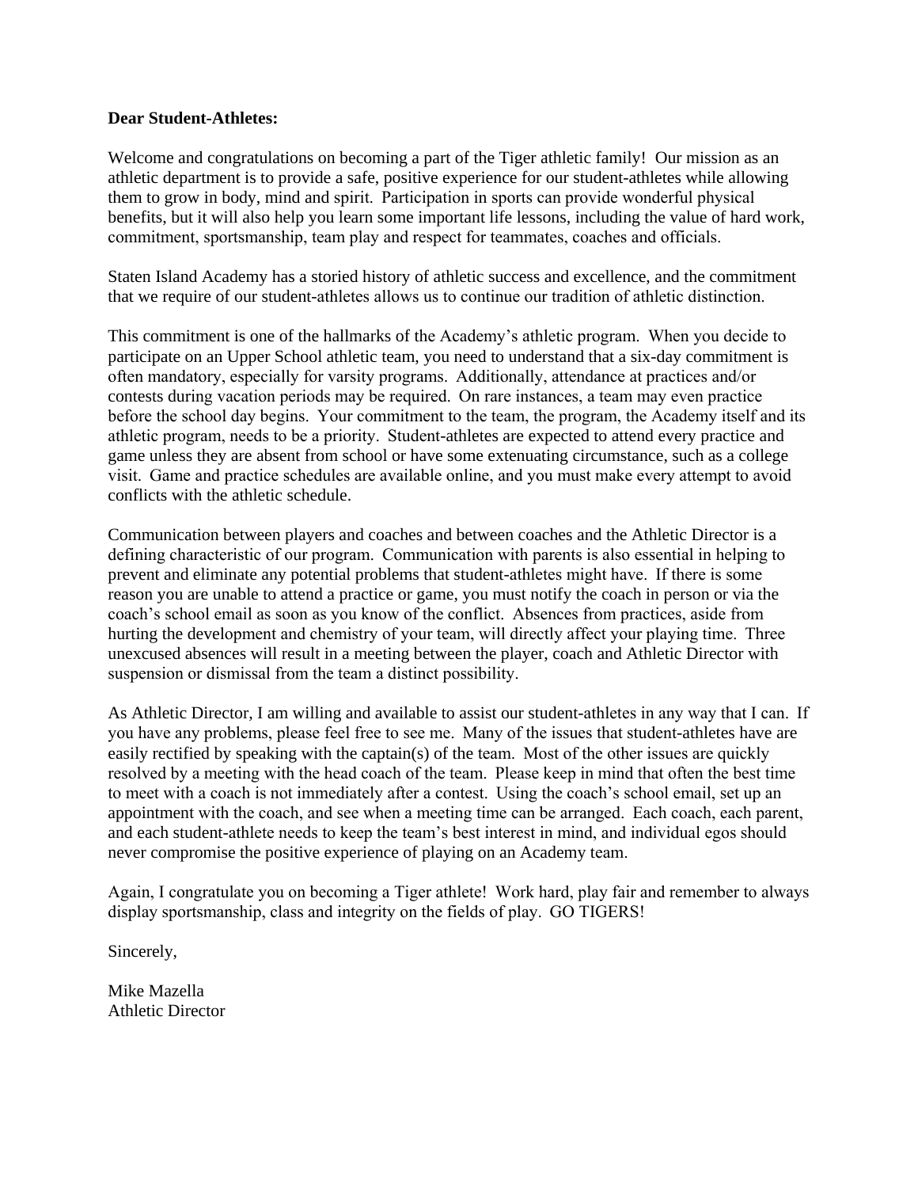**Dear Student-Athletes:**

Welcome and congratulations on becoming a part of the Tiger athletic family! Our mission as an athletic department is to provide a safe, positive experience for our student-athletes while allowing them to grow in body, mind and spirit. Participation in sports can provide wonderful physical benefits, but it will also help you learn some important life lessons, including the value of hard work, commitment, sportsmanship, team play and respect for teammates, coaches and officials.

Staten Island Academy has a storied history of athletic success and excellence, and the commitment that we require of our student-athletes allows us to continue our tradition of athletic distinction.

This commitment is one of the hallmarks of the Academy's athletic program. When you decide to participate on an Upper School athletic team, you need to understand that a six-day commitment is often mandatory, especially for varsity programs. Additionally, attendance at practices and/or contests during vacation periods may be required. On rare instances, a team may even practice before the school day begins. Your commitment to the team, the program, the Academy itself and its athletic program, needs to be a priority. Student-athletes are expected to attend every practice and game unless they are absent from school or have some extenuating circumstance, such as a college visit. Game and practice schedules are available online, and you must make every attempt to avoid conflicts with the athletic schedule.

Communication between players and coaches and between coaches and the Athletic Director is a defining characteristic of our program. Communication with parents is also essential in helping to prevent and eliminate any potential problems that student-athletes might have. If there is some reason you are unable to attend a practice or game, you must notify the coach in person or via the coach's school email as soon as you know of the conflict. Absences from practices, aside from hurting the development and chemistry of your team, will directly affect your playing time. Three unexcused absences will result in a meeting between the player, coach and Athletic Director with suspension or dismissal from the team a distinct possibility.

As Athletic Director, I am willing and available to assist our student-athletes in any way that I can. If you have any problems, please feel free to see me. Many of the issues that student-athletes have are easily rectified by speaking with the captain(s) of the team. Most of the other issues are quickly resolved by a meeting with the head coach of the team. Please keep in mind that often the best time to meet with a coach is not immediately after a contest. Using the coach's school email, set up an appointment with the coach, and see when a meeting time can be arranged. Each coach, each parent, and each student-athlete needs to keep the team's best interest in mind, and individual egos should never compromise the positive experience of playing on an Academy team.

Again, I congratulate you on becoming a Tiger athlete! Work hard, play fair and remember to always display sportsmanship, class and integrity on the fields of play. GO TIGERS!

Sincerely,

Mike Mazella
Athletic Director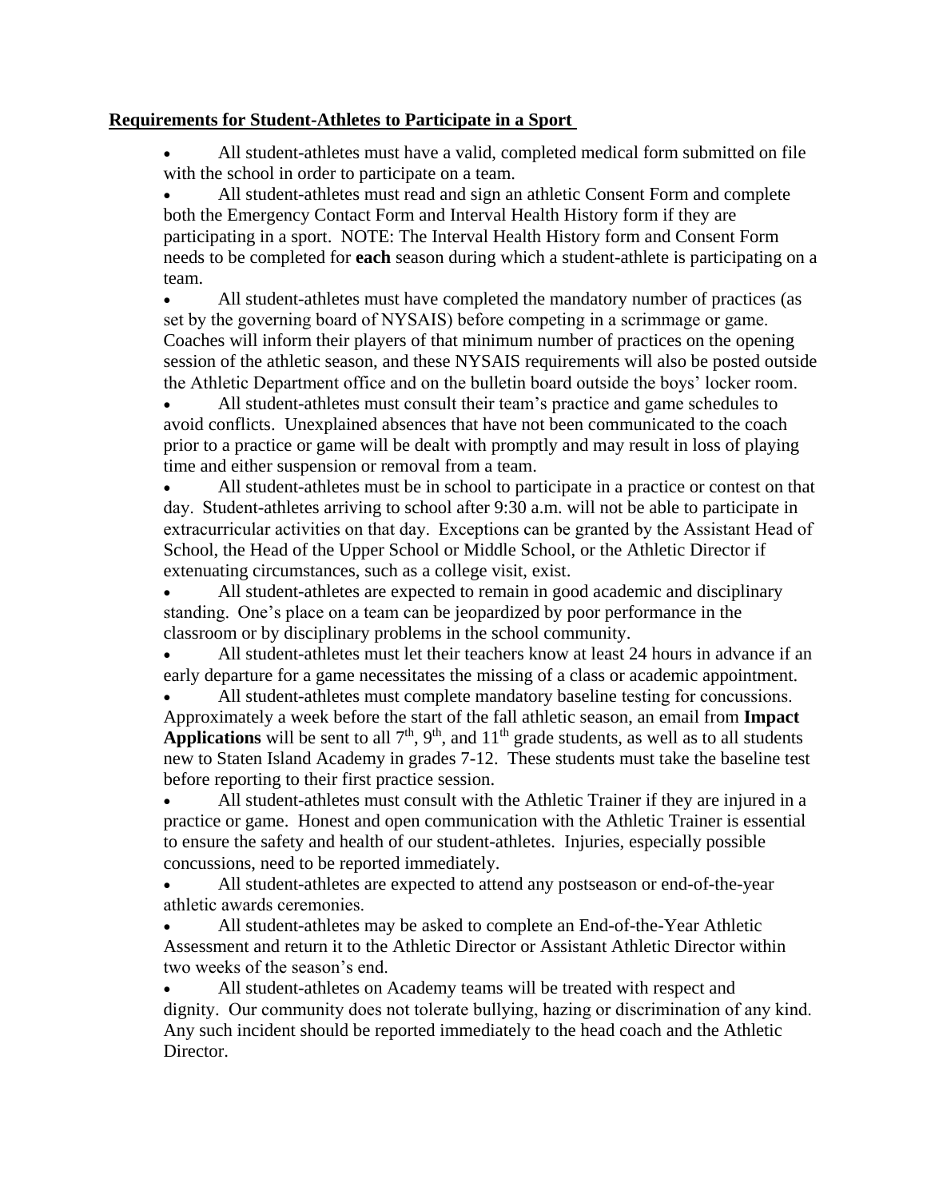**Requirements for Student-Athletes to Participate in a Sport**

- All student-athletes must have a valid, completed medical form submitted on file with the school in order to participate on a team.
- All student-athletes must read and sign an athletic Consent Form and complete both the Emergency Contact Form and Interval Health History form if they are participating in a sport. NOTE: The Interval Health History form and Consent Form needs to be completed for **each** season during which a student-athlete is participating on a team.
- All student-athletes must have completed the mandatory number of practices (as set by the governing board of NYSAIS) before competing in a scrimmage or game. Coaches will inform their players of that minimum number of practices on the opening session of the athletic season, and these NYSAIS requirements will also be posted outside the Athletic Department office and on the bulletin board outside the boys' locker room.
- All student-athletes must consult their team's practice and game schedules to avoid conflicts. Unexplained absences that have not been communicated to the coach prior to a practice or game will be dealt with promptly and may result in loss of playing time and either suspension or removal from a team.
- All student-athletes must be in school to participate in a practice or contest on that day. Student-athletes arriving to school after 9:30 a.m. will not be able to participate in extracurricular activities on that day. Exceptions can be granted by the Assistant Head of School, the Head of the Upper School or Middle School, or the Athletic Director if extenuating circumstances, such as a college visit, exist.
- All student-athletes are expected to remain in good academic and disciplinary standing. One's place on a team can be jeopardized by poor performance in the classroom or by disciplinary problems in the school community.
- All student-athletes must let their teachers know at least 24 hours in advance if an early departure for a game necessitates the missing of a class or academic appointment.
- All student-athletes must complete mandatory baseline testing for concussions. Approximately a week before the start of the fall athletic season, an email from **Impact Applications** will be sent to all 7th, 9th, and 11th grade students, as well as to all students new to Staten Island Academy in grades 7-12. These students must take the baseline test before reporting to their first practice session.
- All student-athletes must consult with the Athletic Trainer if they are injured in a practice or game. Honest and open communication with the Athletic Trainer is essential to ensure the safety and health of our student-athletes. Injuries, especially possible concussions, need to be reported immediately.
- All student-athletes are expected to attend any postseason or end-of-the-year athletic awards ceremonies.
- All student-athletes may be asked to complete an End-of-the-Year Athletic Assessment and return it to the Athletic Director or Assistant Athletic Director within two weeks of the season's end.
- All student-athletes on Academy teams will be treated with respect and dignity. Our community does not tolerate bullying, hazing or discrimination of any kind. Any such incident should be reported immediately to the head coach and the Athletic Director.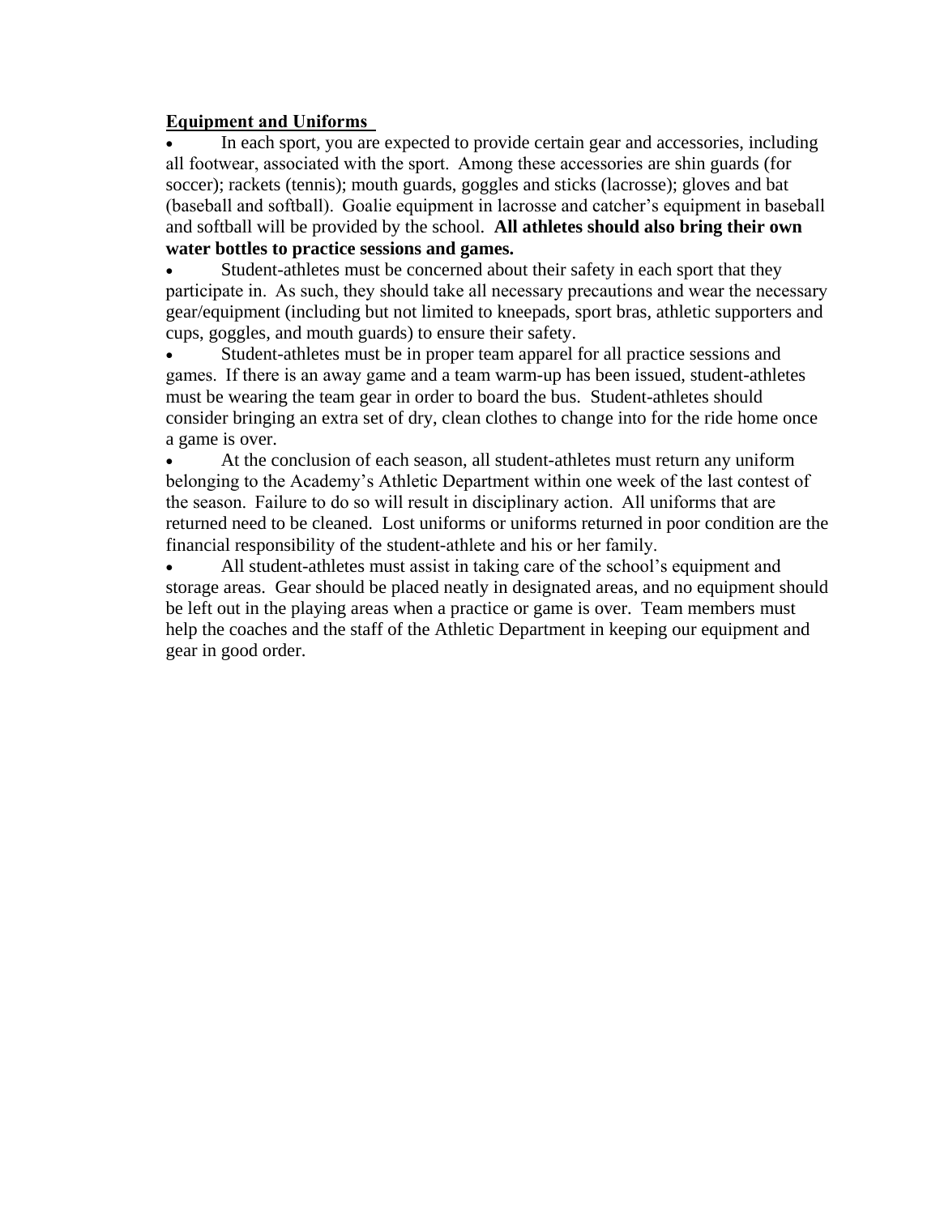**Equipment and Uniforms**

- In each sport, you are expected to provide certain gear and accessories, including all footwear, associated with the sport. Among these accessories are shin guards (for soccer); rackets (tennis); mouth guards, goggles and sticks (lacrosse); gloves and bat (baseball and softball). Goalie equipment in lacrosse and catcher's equipment in baseball and softball will be provided by the school. **All athletes should also bring their own water bottles to practice sessions and games.**
- Student-athletes must be concerned about their safety in each sport that they participate in. As such, they should take all necessary precautions and wear the necessary gear/equipment (including but not limited to kneepads, sport bras, athletic supporters and cups, goggles, and mouth guards) to ensure their safety.
- Student-athletes must be in proper team apparel for all practice sessions and games. If there is an away game and a team warm-up has been issued, student-athletes must be wearing the team gear in order to board the bus. Student-athletes should consider bringing an extra set of dry, clean clothes to change into for the ride home once a game is over.
- At the conclusion of each season, all student-athletes must return any uniform belonging to the Academy's Athletic Department within one week of the last contest of the season. Failure to do so will result in disciplinary action. All uniforms that are returned need to be cleaned. Lost uniforms or uniforms returned in poor condition are the financial responsibility of the student-athlete and his or her family.
- All student-athletes must assist in taking care of the school's equipment and storage areas. Gear should be placed neatly in designated areas, and no equipment should be left out in the playing areas when a practice or game is over. Team members must help the coaches and the staff of the Athletic Department in keeping our equipment and gear in good order.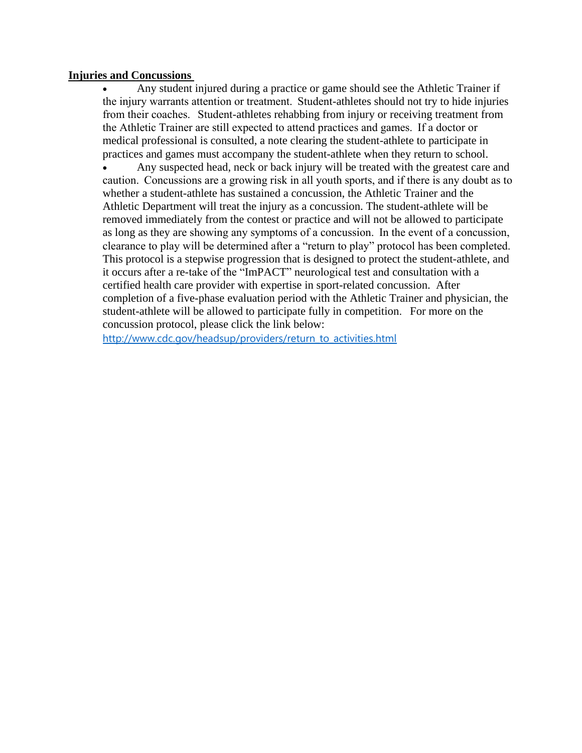**Injries and Concussions**

- Any student injured during a practice or game should see the Athletic Trainer if the injury warrants attention or treatment. Student-athletes should not try to hide injuries from their coaches. Student-athletes rehabbing from injury or receiving treatment from the Athletic Trainer are still expected to attend practices and games. If a doctor or medical professional is consulted, a note clearing the student-athlete to participate in practices and games must accompany the student-athlete when they return to school.
- Any suspected head, neck or back injury will be treated with the greatest care and caution. Concussions are a growing risk in all youth sports, and if there is any doubt as to whether a student-athlete has sustained a concussion, the Athletic Trainer and the Athletic Department will treat the injury as a concussion. The student-athlete will be removed immediately from the contest or practice and will not be allowed to participate as long as they are showing any symptoms of a concussion. In the event of a concussion, clearance to play will be determined after a "return to play" protocol has been completed. This protocol is a stepwise progression that is designed to protect the student-athlete, and it occurs after a re-take of the "ImPACT" neurological test and consultation with a certified health care provider with expertise in sport-related concussion. After completion of a five-phase evaluation period with the Athletic Trainer and physician, the student-athlete will be allowed to participate fully in competition. For more on the concussion protocol, please click the link below:
  http://www.cdc.gov/headsup/providers/return_to_activities.html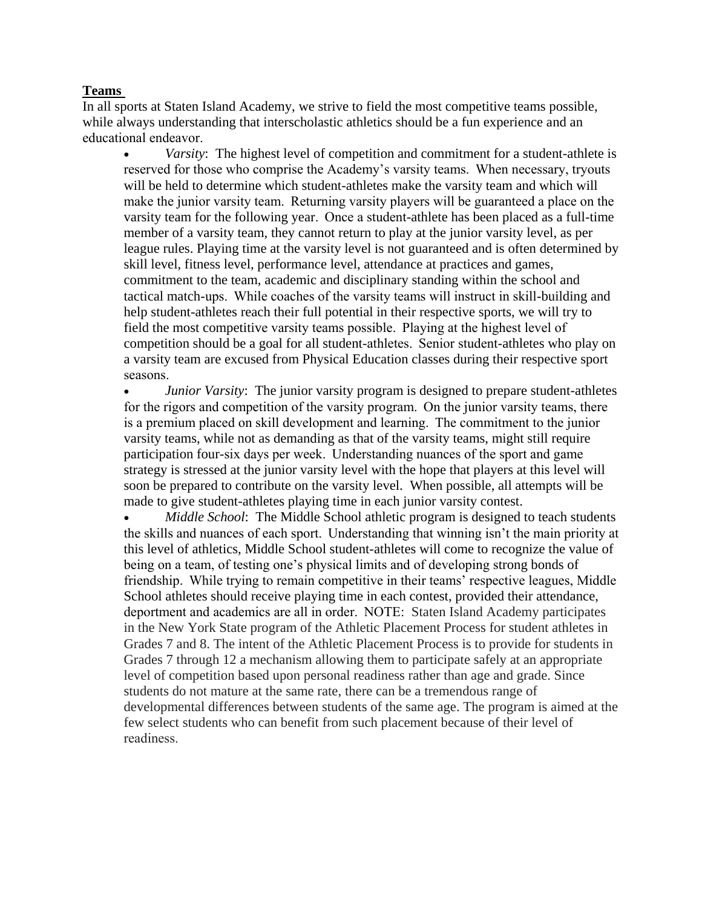**Teams**

In all sports at Staten Island Academy, we strive to field the most competitive teams possible, while always understanding that interscholastic athletics should be a fun experience and an educational endeavor.

- *Varsity*: The highest level of competition and commitment for a student-athlete is reserved for those who comprise the Academy's varsity teams. When necessary, tryouts will be held to determine which student-athletes make the varsity team and which will make the junior varsity team. Returning varsity players will be guaranteed a place on the varsity team for the following year. Once a student-athlete has been placed as a full-time member of a varsity team, they cannot return to play at the junior varsity level, as per league rules. Playing time at the varsity level is not guaranteed and is often determined by skill level, fitness level, performance level, attendance at practices and games, commitment to the team, academic and disciplinary standing within the school and tactical match-ups. While coaches of the varsity teams will instruct in skill-building and help student-athletes reach their full potential in their respective sports, we will try to field the most competitive varsity teams possible. Playing at the highest level of competition should be a goal for all student-athletes. Senior student-athletes who play on a varsity team are excused from Physical Education classes during their respective sport seasons.
- *Junior Varsity*: The junior varsity program is designed to prepare student-athletes for the rigors and competition of the varsity program. On the junior varsity teams, there is a premium placed on skill development and learning. The commitment to the junior varsity teams, while not as demanding as that of the varsity teams, might still require participation four-six days per week. Understanding nuances of the sport and game strategy is stressed at the junior varsity level with the hope that players at this level will soon be prepared to contribute on the varsity level. When possible, all attempts will be made to give student-athletes playing time in each junior varsity contest.
- *Middle School*: The Middle School athletic program is designed to teach students the skills and nuances of each sport. Understanding that winning isn't the main priority at this level of athletics, Middle School student-athletes will come to recognize the value of being on a team, of testing one's physical limits and of developing strong bonds of friendship. While trying to remain competitive in their teams' respective leagues, Middle School athletes should receive playing time in each contest, provided their attendance, deportment and academics are all in order. NOTE: Staten Island Academy participates in the New York State program of the Athletic Placement Process for student athletes in Grades 7 and 8. The intent of the Athletic Placement Process is to provide for students in Grades 7 through 12 a mechanism allowing them to participate safely at an appropriate level of competition based upon personal readiness rather than age and grade. Since students do not mature at the same rate, there can be a tremendous range of developmental differences between students of the same age. The program is aimed at the few select students who can benefit from such placement because of their level of readiness.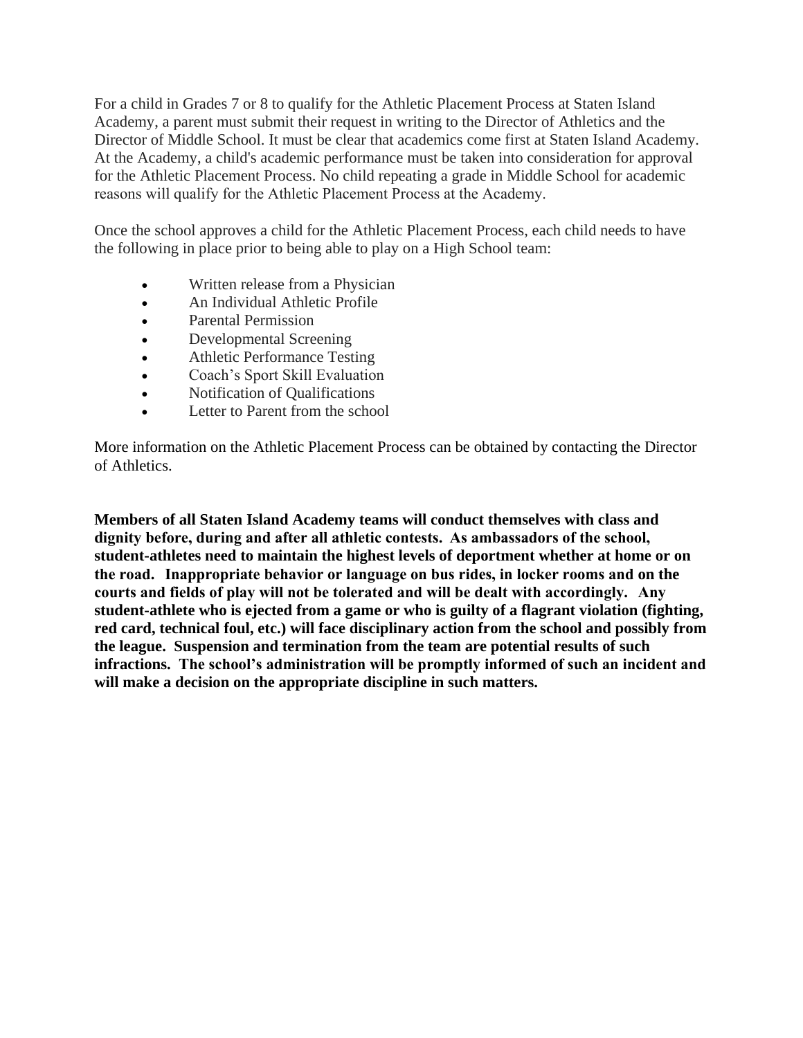For a child in Grades 7 or 8 to qualify for the Athletic Placement Process at Staten Island Academy, a parent must submit their request in writing to the Director of Athletics and the Director of Middle School. It must be clear that academics come first at Staten Island Academy. At the Academy, a child's academic performance must be taken into consideration for approval for the Athletic Placement Process. No child repeating a grade in Middle School for academic reasons will qualify for the Athletic Placement Process at the Academy.

Once the school approves a child for the Athletic Placement Process, each child needs to have the following in place prior to being able to play on a High School team:

- Written release from a Physician
- An Individual Athletic Profile
- Parental Permission
- Developmental Screening
- Athletic Performance Testing
- Coach's Sport Skill Evaluation
- Notification of Qualifications
- Letter to Parent from the school

More information on the Athletic Placement Process can be obtained by contacting the Director of Athletics.

**Members of all Staten Island Academy teams will conduct themselves with class and dignity before, during and after all athletic contests. As ambassadors of the school, student-athletes need to maintain the highest levels of deportment whether at home or on the road. Inappropriate behavior or language on bus rides, in locker rooms and on the courts and fields of play will not be tolerated and will be dealt with accordingly. Any student-athlete who is ejected from a game or who is guilty of a flagrant violation (fighting, red card, technical foul, etc.) will face disciplinary action from the school and possibly from the league. Suspension and termination from the team are potential results of such infractions. The school's administration will be promptly informed of such an incident and will make a decision on the appropriate discipline in such matters.**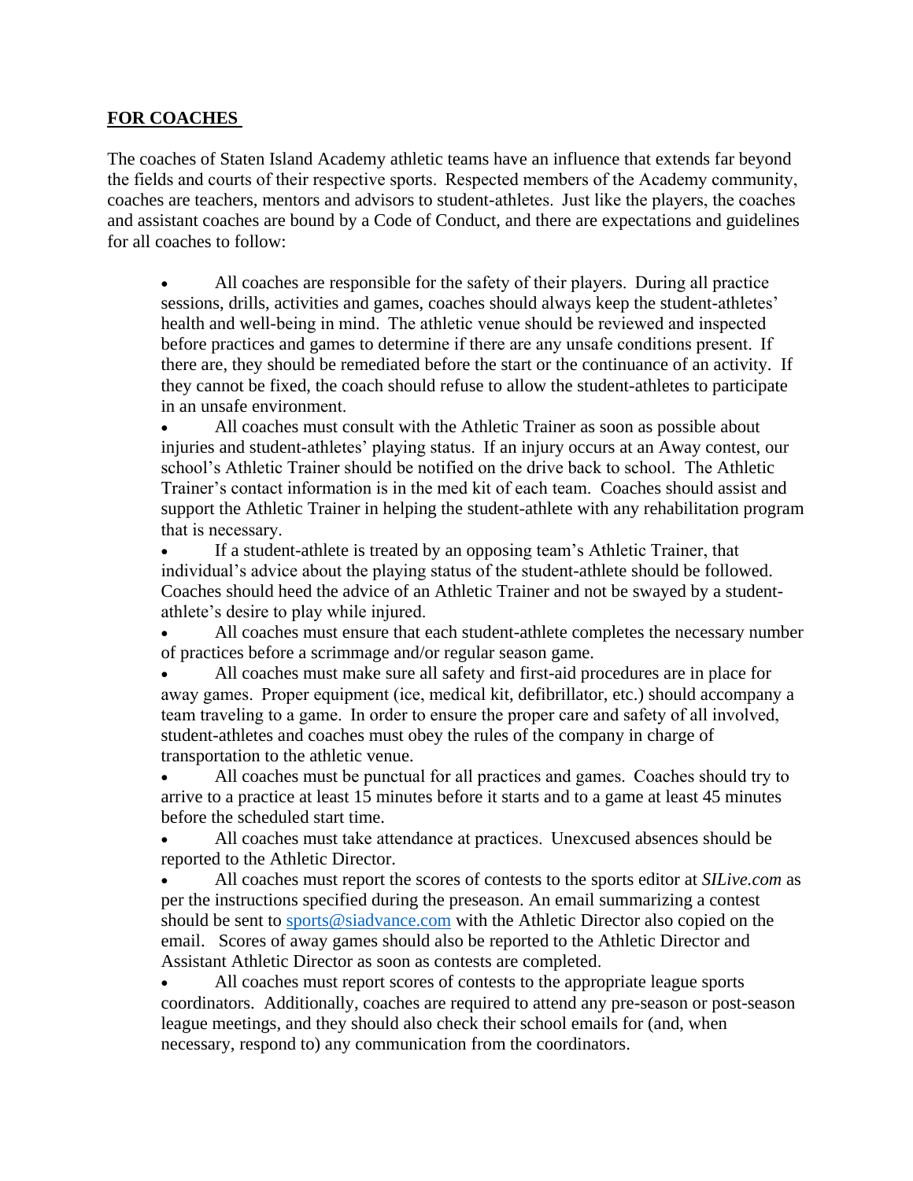## FOR COACHES

The coaches of Staten Island Academy athletic teams have an influence that extends far beyond the fields and courts of their respective sports. Respected members of the Academy community, coaches are teachers, mentors and advisors to student-athletes. Just like the players, the coaches and assistant coaches are bound by a Code of Conduct, and there are expectations and guidelines for all coaches to follow:

- All coaches are responsible for the safety of their players. During all practice sessions, drills, activities and games, coaches should always keep the student-athletes' health and well-being in mind. The athletic venue should be reviewed and inspected before practices and games to determine if there are any unsafe conditions present. If there are, they should be remediated before the start or the continuance of an activity. If they cannot be fixed, the coach should refuse to allow the student-athletes to participate in an unsafe environment.
- All coaches must consult with the Athletic Trainer as soon as possible about injuries and student-athletes' playing status. If an injury occurs at an Away contest, our school's Athletic Trainer should be notified on the drive back to school. The Athletic Trainer's contact information is in the med kit of each team. Coaches should assist and support the Athletic Trainer in helping the student-athlete with any rehabilitation program that is necessary.
- If a student-athlete is treated by an opposing team's Athletic Trainer, that individual's advice about the playing status of the student-athlete should be followed. Coaches should heed the advice of an Athletic Trainer and not be swayed by a student-athlete's desire to play while injured.
- All coaches must ensure that each student-athlete completes the necessary number of practices before a scrimmage and/or regular season game.
- All coaches must make sure all safety and first-aid procedures are in place for away games. Proper equipment (ice, medical kit, defibrillator, etc.) should accompany a team traveling to a game. In order to ensure the proper care and safety of all involved, student-athletes and coaches must obey the rules of the company in charge of transportation to the athletic venue.
- All coaches must be punctual for all practices and games. Coaches should try to arrive to a practice at least 15 minutes before it starts and to a game at least 45 minutes before the scheduled start time.
- All coaches must take attendance at practices. Unexcused absences should be reported to the Athletic Director.
- All coaches must report the scores of contests to the sports editor at *SILive.com* as per the instructions specified during the preseason. An email summarizing a contest should be sent to sports@siadvance.com with the Athletic Director also copied on the email. Scores of away games should also be reported to the Athletic Director and Assistant Athletic Director as soon as contests are completed.
- All coaches must report scores of contests to the appropriate league sports coordinators. Additionally, coaches are required to attend any pre-season or post-season league meetings, and they should also check their school emails for (and, when necessary, respond to) any communication from the coordinators.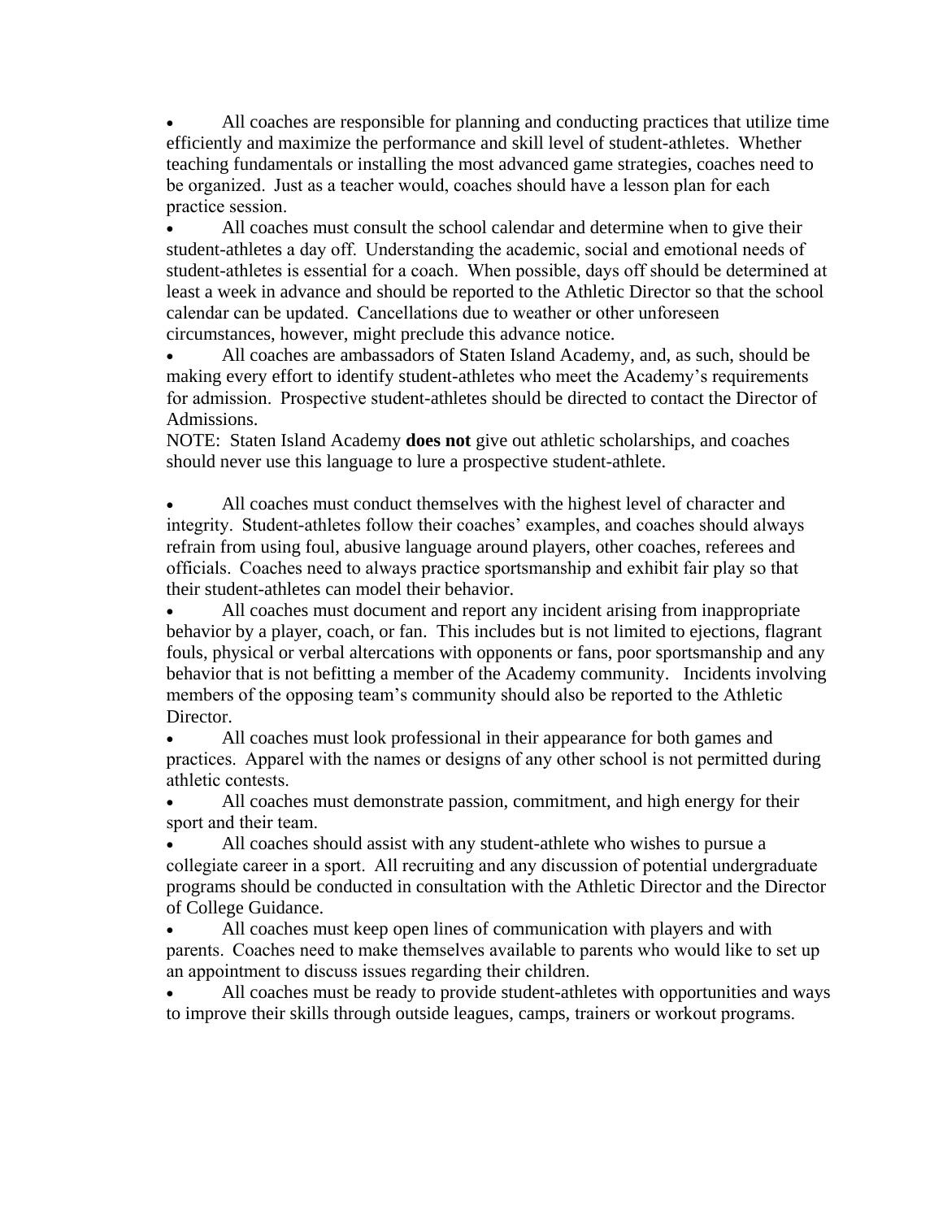- All coaches are responsible for planning and conducting practices that utilize time efficiently and maximize the performance and skill level of student-athletes. Whether teaching fundamentals or installing the most advanced game strategies, coaches need to be organized. Just as a teacher would, coaches should have a lesson plan for each practice session.
- All coaches must consult the school calendar and determine when to give their student-athletes a day off. Understanding the academic, social and emotional needs of student-athletes is essential for a coach. When possible, days off should be determined at least a week in advance and should be reported to the Athletic Director so that the school calendar can be updated. Cancellations due to weather or other unforeseen circumstances, however, might preclude this advance notice.
- All coaches are ambassadors of Staten Island Academy, and, as such, should be making every effort to identify student-athletes who meet the Academy's requirements for admission. Prospective student-athletes should be directed to contact the Director of Admissions.

NOTE: Staten Island Academy **does not** give out athletic scholarships, and coaches should never use this language to lure a prospective student-athlete.

- All coaches must conduct themselves with the highest level of character and integrity. Student-athletes follow their coaches' examples, and coaches should always refrain from using foul, abusive language around players, other coaches, referees and officials. Coaches need to always practice sportsmanship and exhibit fair play so that their student-athletes can model their behavior.
- All coaches must document and report any incident arising from inappropriate behavior by a player, coach, or fan. This includes but is not limited to ejections, flagrant fouls, physical or verbal altercations with opponents or fans, poor sportsmanship and any behavior that is not befitting a member of the Academy community. Incidents involving members of the opposing team's community should also be reported to the Athletic Director.
- All coaches must look professional in their appearance for both games and practices. Apparel with the names or designs of any other school is not permitted during athletic contests.
- All coaches must demonstrate passion, commitment, and high energy for their sport and their team.
- All coaches should assist with any student-athlete who wishes to pursue a collegiate career in a sport. All recruiting and any discussion of potential undergraduate programs should be conducted in consultation with the Athletic Director and the Director of College Guidance.
- All coaches must keep open lines of communication with players and with parents. Coaches need to make themselves available to parents who would like to set up an appointment to discuss issues regarding their children.
- All coaches must be ready to provide student-athletes with opportunities and ways to improve their skills through outside leagues, camps, trainers or workout programs.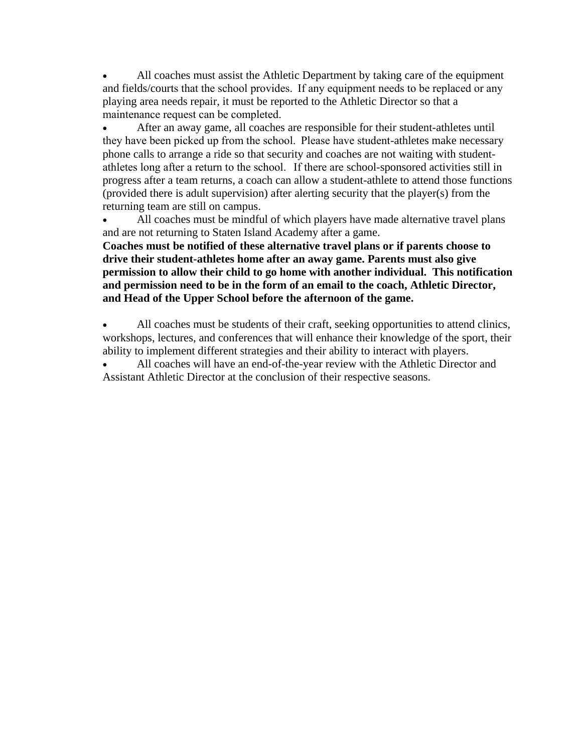- All coaches must assist the Athletic Department by taking care of the equipment and fields/courts that the school provides. If any equipment needs to be replaced or any playing area needs repair, it must be reported to the Athletic Director so that a maintenance request can be completed.
- After an away game, all coaches are responsible for their student-athletes until they have been picked up from the school. Please have student-athletes make necessary phone calls to arrange a ride so that security and coaches are not waiting with student-athletes long after a return to the school. If there are school-sponsored activities still in progress after a team returns, a coach can allow a student-athlete to attend those functions (provided there is adult supervision) after alerting security that the player(s) from the returning team are still on campus.
- All coaches must be mindful of which players have made alternative travel plans and are not returning to Staten Island Academy after a game.

**Coaches must be notified of these alternative travel plans or if parents choose to drive their student-athletes home after an away game. Parents must also give permission to allow their child to go home with another individual. This notification and permission need to be in the form of an email to the coach, Athletic Director, and Head of the Upper School before the afternoon of the game.**

- All coaches must be students of their craft, seeking opportunities to attend clinics, workshops, lectures, and conferences that will enhance their knowledge of the sport, their ability to implement different strategies and their ability to interact with players.
- All coaches will have an end-of-the-year review with the Athletic Director and Assistant Athletic Director at the conclusion of their respective seasons.